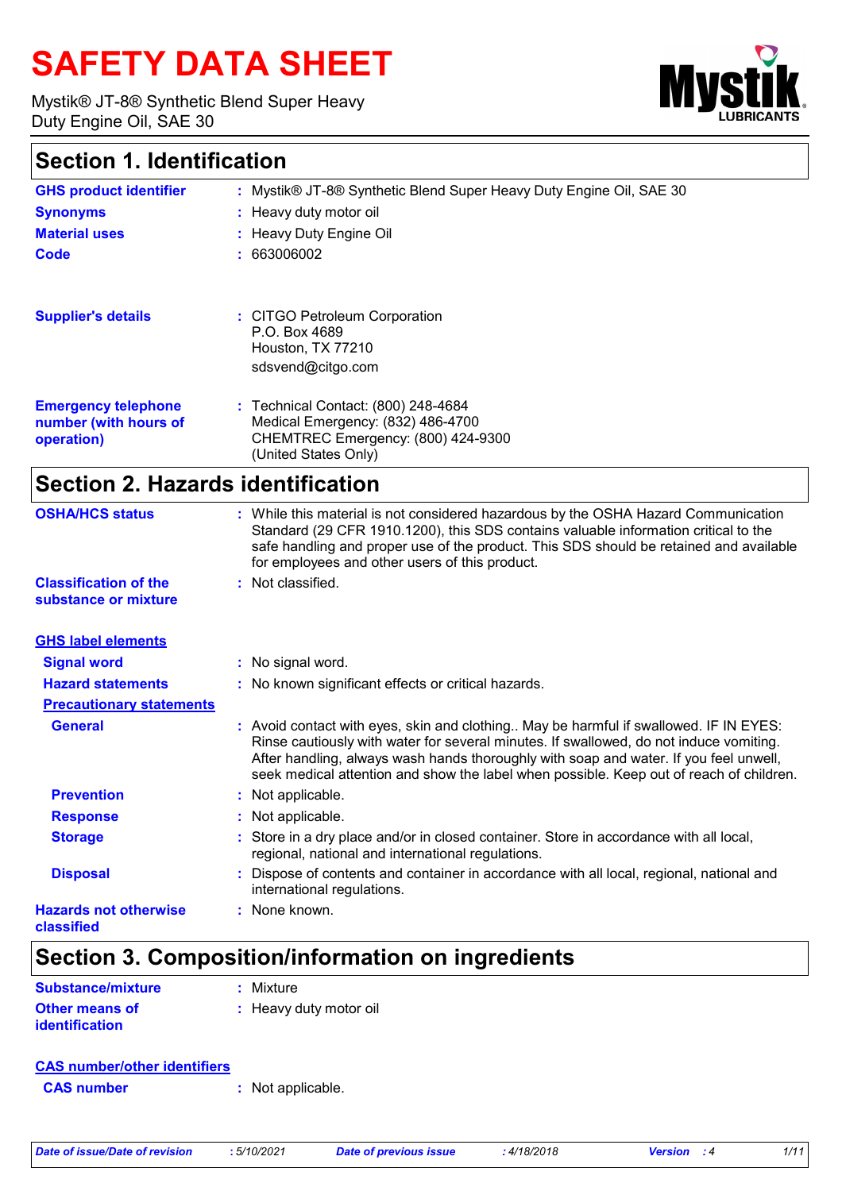# SAFETY DATA SHEET

Mystik® JT-8® Synthetic Blend Super Heavy Duty Engine Oil, SAE 30

## Section 1. Identification

| | |
|---|---|
| **GHS product identifier** | : Mystik® JT-8® Synthetic Blend Super Heavy Duty Engine Oil, SAE 30 |
| **Synonyms** | : Heavy duty motor oil |
| **Material uses** | : Heavy Duty Engine Oil |
| **Code** | : 663006002 |
| **Supplier's details** | : CITGO Petroleum Corporation<br>P.O. Box 4689<br>Houston, TX 77210<br>sdsvend@citgo.com |
| **Emergency telephone number (with hours of operation)** | : Technical Contact: (800) 248-4684<br>Medical Emergency: (832) 486-4700<br>CHEMTREC Emergency: (800) 424-9300<br>(United States Only) |

## Section 2. Hazards identification

| | |
|---|---|
| **OSHA/HCS status** | : While this material is not considered hazardous by the OSHA Hazard Communication Standard (29 CFR 1910.1200), this SDS contains valuable information critical to the safe handling and proper use of the product. This SDS should be retained and available for employees and other users of this product. |
| **Classification of the substance or mixture** | : Not classified. |

**GHS label elements**

| | |
|---|---|
| **Signal word** | : No signal word. |
| **Hazard statements** | : No known significant effects or critical hazards. |

**Precautionary statements**

| | |
|---|---|
| **General** | : Avoid contact with eyes, skin and clothing.. May be harmful if swallowed. IF IN EYES: Rinse cautiously with water for several minutes. If swallowed, do not induce vomiting. After handling, always wash hands thoroughly with soap and water. If you feel unwell, seek medical attention and show the label when possible. Keep out of reach of children. |
| **Prevention** | : Not applicable. |
| **Response** | : Not applicable. |
| **Storage** | : Store in a dry place and/or in closed container. Store in accordance with all local, regional, national and international regulations. |
| **Disposal** | : Dispose of contents and container in accordance with all local, regional, national and international regulations. |
| **Hazards not otherwise classified** | : None known. |

## Section 3. Composition/information on ingredients

| | |
|---|---|
| **Substance/mixture** | : Mixture |
| **Other means of identification** | : Heavy duty motor oil |

**CAS number/other identifiers**

| | |
|---|---|
| **CAS number** | : Not applicable. |

| Date of issue/Date of revision | : 5/10/2021 | Date of previous issue | : 4/18/2018 | Version | : 4 |
|---|---|---|---|---|---|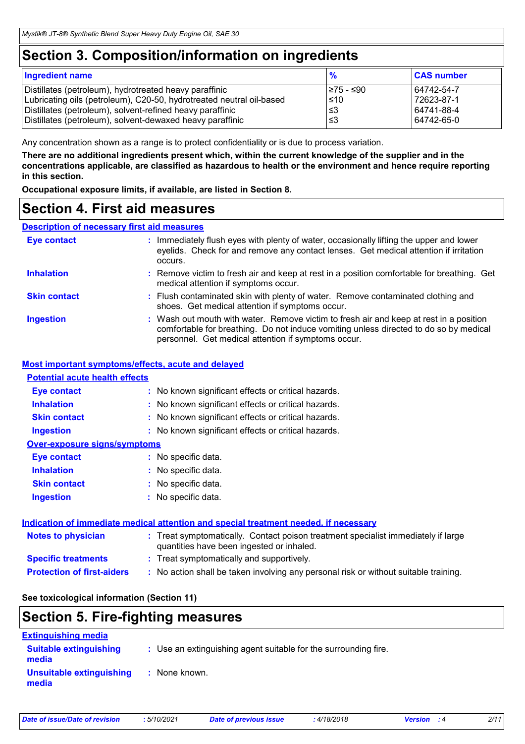## Section 3. Composition/information on ingredients

| Ingredient name | % | CAS number |
|---|---|---|
| Distillates (petroleum), hydrotreated heavy paraffinic | ≥75 - ≤90 | 64742-54-7 |
| Lubricating oils (petroleum), C20-50, hydrotreated neutral oil-based | ≤10 | 72623-87-1 |
| Distillates (petroleum), solvent-refined heavy paraffinic | ≤3 | 64741-88-4 |
| Distillates (petroleum), solvent-dewaxed heavy paraffinic | ≤3 | 64742-65-0 |

Any concentration shown as a range is to protect confidentiality or is due to process variation.

**There are no additional ingredients present which, within the current knowledge of the supplier and in the concentrations applicable, are classified as hazardous to health or the environment and hence require reporting in this section.**

**Occupational exposure limits, if available, are listed in Section 8.**

## Section 4. First aid measures

### Description of necessary first aid measures

**Eye contact** : Immediately flush eyes with plenty of water, occasionally lifting the upper and lower eyelids. Check for and remove any contact lenses. Get medical attention if irritation occurs.

**Inhalation** : Remove victim to fresh air and keep at rest in a position comfortable for breathing. Get medical attention if symptoms occur.

**Skin contact** : Flush contaminated skin with plenty of water. Remove contaminated clothing and shoes. Get medical attention if symptoms occur.

**Ingestion** : Wash out mouth with water. Remove victim to fresh air and keep at rest in a position comfortable for breathing. Do not induce vomiting unless directed to do so by medical personnel. Get medical attention if symptoms occur.

### Most important symptoms/effects, acute and delayed

**Potential acute health effects**

**Eye contact** : No known significant effects or critical hazards.

**Inhalation** : No known significant effects or critical hazards.

**Skin contact** : No known significant effects or critical hazards.

**Ingestion** : No known significant effects or critical hazards.

**Over-exposure signs/symptoms**

**Eye contact** : No specific data.

**Inhalation** : No specific data.

**Skin contact** : No specific data.

**Ingestion** : No specific data.

### Indication of immediate medical attention and special treatment needed, if necessary

**Notes to physician** : Treat symptomatically. Contact poison treatment specialist immediately if large quantities have been ingested or inhaled.

**Specific treatments** : Treat symptomatically and supportively.

**Protection of first-aiders** : No action shall be taken involving any personal risk or without suitable training.

**See toxicological information (Section 11)**

## Section 5. Fire-fighting measures

### Extinguishing media

**Suitable extinguishing media** : Use an extinguishing agent suitable for the surrounding fire.

**Unsuitable extinguishing media** : None known.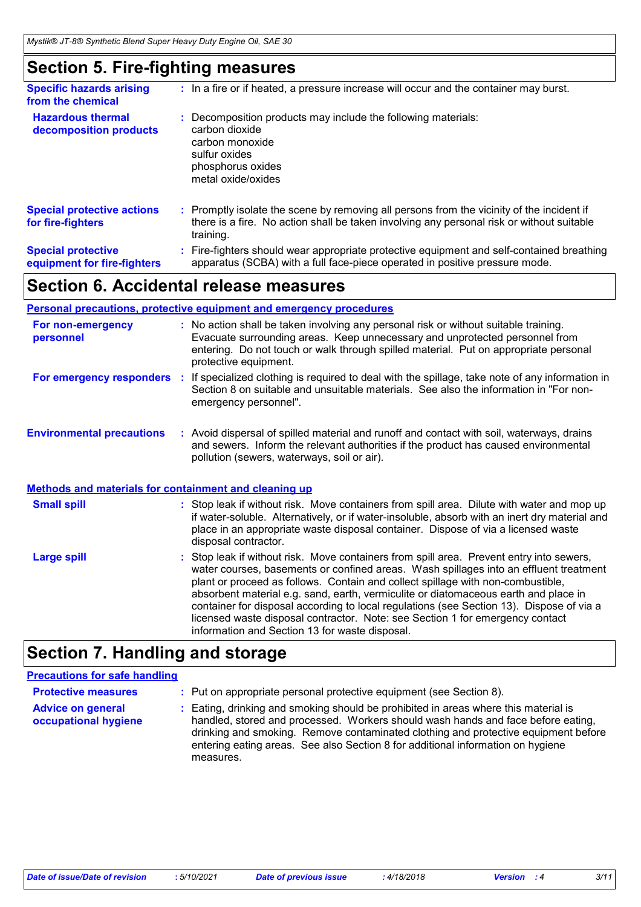## Section 5. Fire-fighting measures

**Specific hazards arising from the chemical** : In a fire or if heated, a pressure increase will occur and the container may burst.

**Hazardous thermal decomposition products** : Decomposition products may include the following materials:
carbon dioxide
carbon monoxide
sulfur oxides
phosphorus oxides
metal oxide/oxides

**Special protective actions for fire-fighters** : Promptly isolate the scene by removing all persons from the vicinity of the incident if there is a fire. No action shall be taken involving any personal risk or without suitable training.

**Special protective equipment for fire-fighters** : Fire-fighters should wear appropriate protective equipment and self-contained breathing apparatus (SCBA) with a full face-piece operated in positive pressure mode.

## Section 6. Accidental release measures

### Personal precautions, protective equipment and emergency procedures

**For non-emergency personnel** : No action shall be taken involving any personal risk or without suitable training. Evacuate surrounding areas. Keep unnecessary and unprotected personnel from entering. Do not touch or walk through spilled material. Put on appropriate personal protective equipment.

**For emergency responders** : If specialized clothing is required to deal with the spillage, take note of any information in Section 8 on suitable and unsuitable materials. See also the information in "For non-emergency personnel".

**Environmental precautions** : Avoid dispersal of spilled material and runoff and contact with soil, waterways, drains and sewers. Inform the relevant authorities if the product has caused environmental pollution (sewers, waterways, soil or air).

### Methods and materials for containment and cleaning up

**Small spill** : Stop leak if without risk. Move containers from spill area. Dilute with water and mop up if water-soluble. Alternatively, or if water-insoluble, absorb with an inert dry material and place in an appropriate waste disposal container. Dispose of via a licensed waste disposal contractor.

**Large spill** : Stop leak if without risk. Move containers from spill area. Prevent entry into sewers, water courses, basements or confined areas. Wash spillages into an effluent treatment plant or proceed as follows. Contain and collect spillage with non-combustible, absorbent material e.g. sand, earth, vermiculite or diatomaceous earth and place in container for disposal according to local regulations (see Section 13). Dispose of via a licensed waste disposal contractor. Note: see Section 1 for emergency contact information and Section 13 for waste disposal.

## Section 7. Handling and storage

### Precautions for safe handling

**Protective measures** : Put on appropriate personal protective equipment (see Section 8).

**Advice on general occupational hygiene** : Eating, drinking and smoking should be prohibited in areas where this material is handled, stored and processed. Workers should wash hands and face before eating, drinking and smoking. Remove contaminated clothing and protective equipment before entering eating areas. See also Section 8 for additional information on hygiene measures.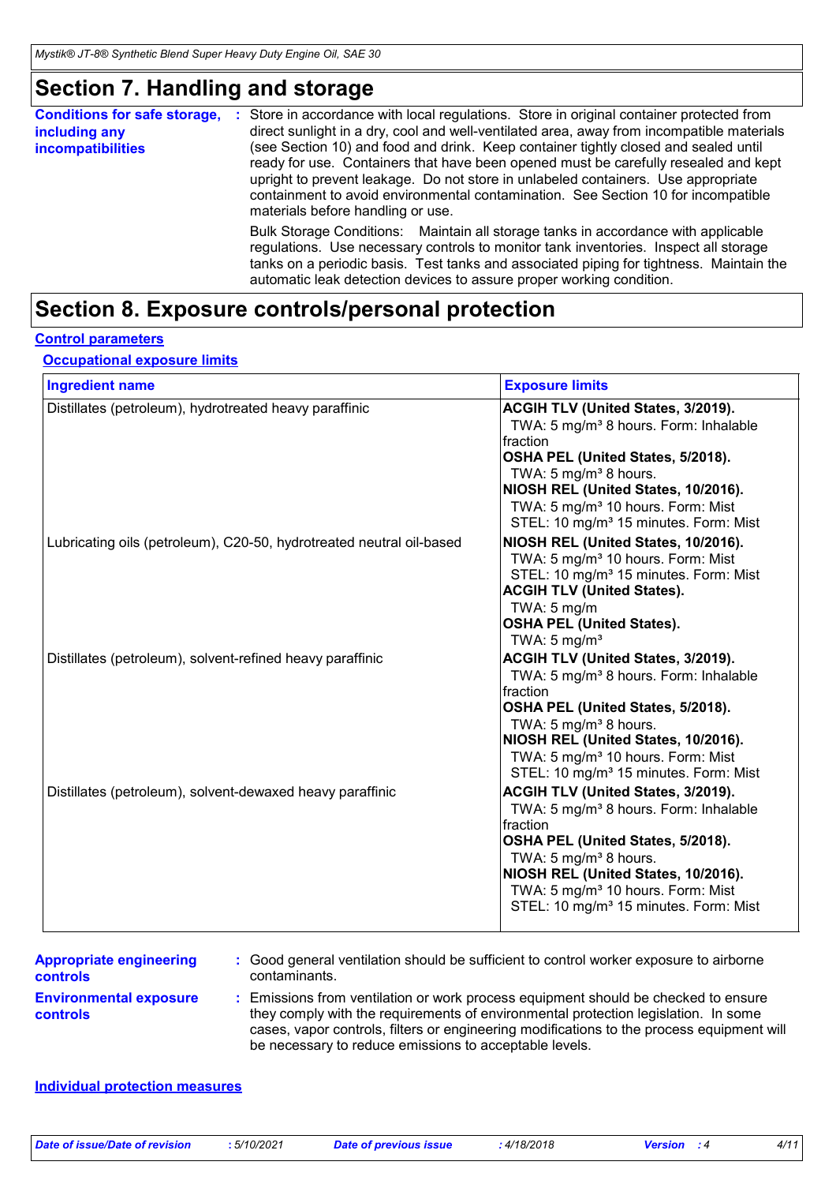# Section 7. Handling and storage

**Conditions for safe storage, including any incompatibilities** : Store in accordance with local regulations. Store in original container protected from direct sunlight in a dry, cool and well-ventilated area, away from incompatible materials (see Section 10) and food and drink. Keep container tightly closed and sealed until ready for use. Containers that have been opened must be carefully resealed and kept upright to prevent leakage. Do not store in unlabeled containers. Use appropriate containment to avoid environmental contamination. See Section 10 for incompatible materials before handling or use.

Bulk Storage Conditions: Maintain all storage tanks in accordance with applicable regulations. Use necessary controls to monitor tank inventories. Inspect all storage tanks on a periodic basis. Test tanks and associated piping for tightness. Maintain the automatic leak detection devices to assure proper working condition.

# Section 8. Exposure controls/personal protection

## Control parameters

### Occupational exposure limits

| Ingredient name | Exposure limits |
|---|---|
| Distillates (petroleum), hydrotreated heavy paraffinic | **ACGIH TLV (United States, 3/2019).** TWA: 5 mg/m³ 8 hours. Form: Inhalable fraction **OSHA PEL (United States, 5/2018).** TWA: 5 mg/m³ 8 hours. **NIOSH REL (United States, 10/2016).** TWA: 5 mg/m³ 10 hours. Form: Mist STEL: 10 mg/m³ 15 minutes. Form: Mist |
| Lubricating oils (petroleum), C20-50, hydrotreated neutral oil-based | **NIOSH REL (United States, 10/2016).** TWA: 5 mg/m³ 10 hours. Form: Mist STEL: 10 mg/m³ 15 minutes. Form: Mist **ACGIH TLV (United States).** TWA: 5 mg/m **OSHA PEL (United States).** TWA: 5 mg/m³ |
| Distillates (petroleum), solvent-refined heavy paraffinic | **ACGIH TLV (United States, 3/2019).** TWA: 5 mg/m³ 8 hours. Form: Inhalable fraction **OSHA PEL (United States, 5/2018).** TWA: 5 mg/m³ 8 hours. **NIOSH REL (United States, 10/2016).** TWA: 5 mg/m³ 10 hours. Form: Mist STEL: 10 mg/m³ 15 minutes. Form: Mist |
| Distillates (petroleum), solvent-dewaxed heavy paraffinic | **ACGIH TLV (United States, 3/2019).** TWA: 5 mg/m³ 8 hours. Form: Inhalable fraction **OSHA PEL (United States, 5/2018).** TWA: 5 mg/m³ 8 hours. **NIOSH REL (United States, 10/2016).** TWA: 5 mg/m³ 10 hours. Form: Mist STEL: 10 mg/m³ 15 minutes. Form: Mist |

**Appropriate engineering controls** : Good general ventilation should be sufficient to control worker exposure to airborne contaminants.

**Environmental exposure controls** : Emissions from ventilation or work process equipment should be checked to ensure they comply with the requirements of environmental protection legislation. In some cases, vapor controls, filters or engineering modifications to the process equipment will be necessary to reduce emissions to acceptable levels.

## Individual protection measures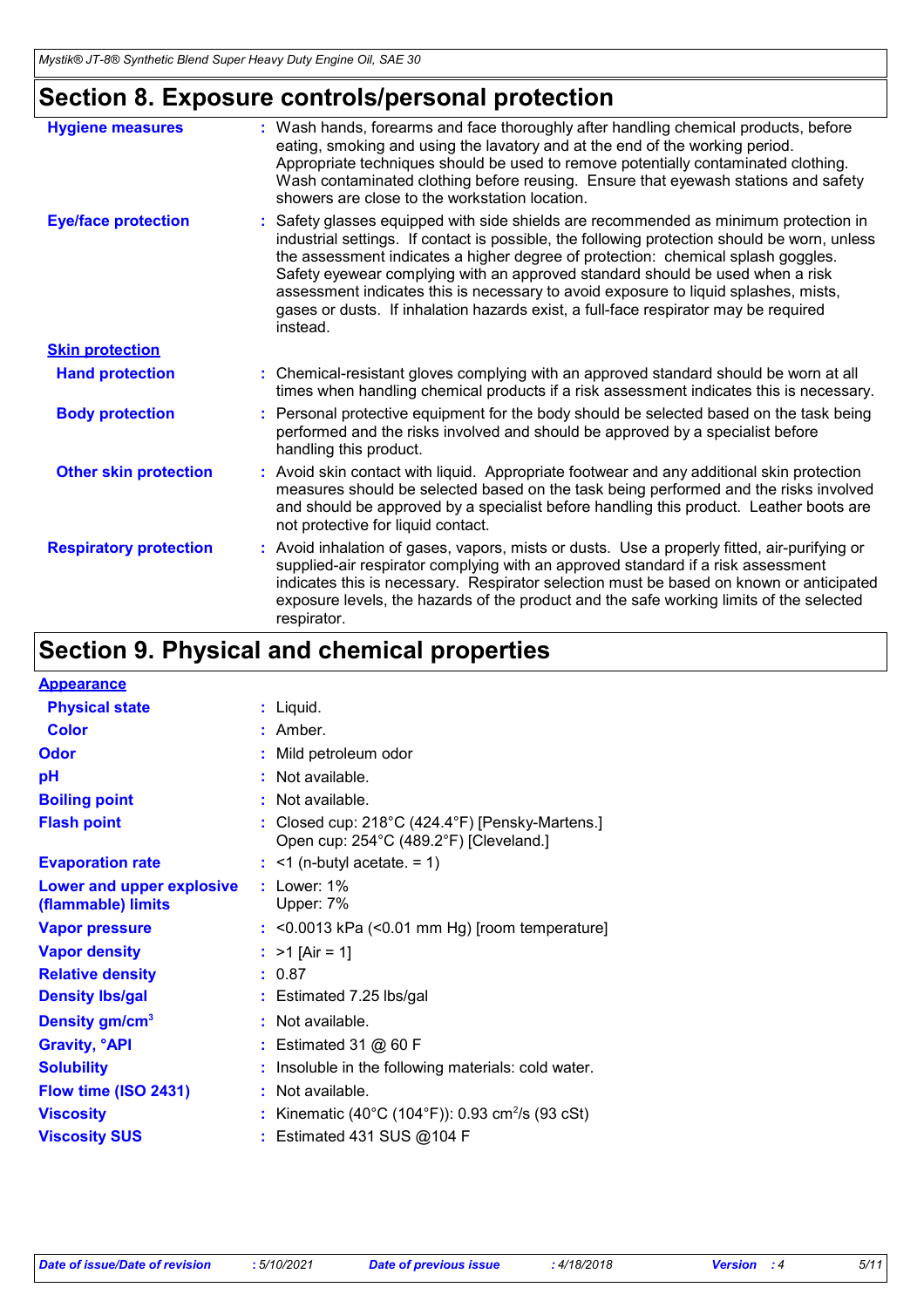## Section 8. Exposure controls/personal protection

**Hygiene measures** : Wash hands, forearms and face thoroughly after handling chemical products, before eating, smoking and using the lavatory and at the end of the working period. Appropriate techniques should be used to remove potentially contaminated clothing. Wash contaminated clothing before reusing. Ensure that eyewash stations and safety showers are close to the workstation location.

**Eye/face protection** : Safety glasses equipped with side shields are recommended as minimum protection in industrial settings. If contact is possible, the following protection should be worn, unless the assessment indicates a higher degree of protection: chemical splash goggles. Safety eyewear complying with an approved standard should be used when a risk assessment indicates this is necessary to avoid exposure to liquid splashes, mists, gases or dusts. If inhalation hazards exist, a full-face respirator may be required instead.

**Skin protection**

**Hand protection** : Chemical-resistant gloves complying with an approved standard should be worn at all times when handling chemical products if a risk assessment indicates this is necessary.

**Body protection** : Personal protective equipment for the body should be selected based on the task being performed and the risks involved and should be approved by a specialist before handling this product.

**Other skin protection** : Avoid skin contact with liquid. Appropriate footwear and any additional skin protection measures should be selected based on the task being performed and the risks involved and should be approved by a specialist before handling this product. Leather boots are not protective for liquid contact.

**Respiratory protection** : Avoid inhalation of gases, vapors, mists or dusts. Use a properly fitted, air-purifying or supplied-air respirator complying with an approved standard if a risk assessment indicates this is necessary. Respirator selection must be based on known or anticipated exposure levels, the hazards of the product and the safe working limits of the selected respirator.

## Section 9. Physical and chemical properties

**Appearance**

**Physical state** : Liquid.

**Color** : Amber.

**Odor** : Mild petroleum odor

**pH** : Not available.

**Boiling point** : Not available.

**Flash point** : Closed cup: 218°C (424.4°F) [Pensky-Martens.]
Open cup: 254°C (489.2°F) [Cleveland.]

**Evaporation rate** : <1 (n-butyl acetate. = 1)

**Lower and upper explosive (flammable) limits** : Lower: 1%
Upper: 7%

**Vapor pressure** : <0.0013 kPa (<0.01 mm Hg) [room temperature]

**Vapor density** : >1 [Air = 1]

**Relative density** : 0.87

**Density lbs/gal** : Estimated 7.25 lbs/gal

**Density gm/cm$^3$** : Not available.

**Gravity, °API** : Estimated 31 @ 60 F

**Solubility** : Insoluble in the following materials: cold water.

**Flow time (ISO 2431)** : Not available.

**Viscosity** : Kinematic (40°C (104°F)): 0.93 cm$^2$/s (93 cSt)

**Viscosity SUS** : Estimated 431 SUS @104 F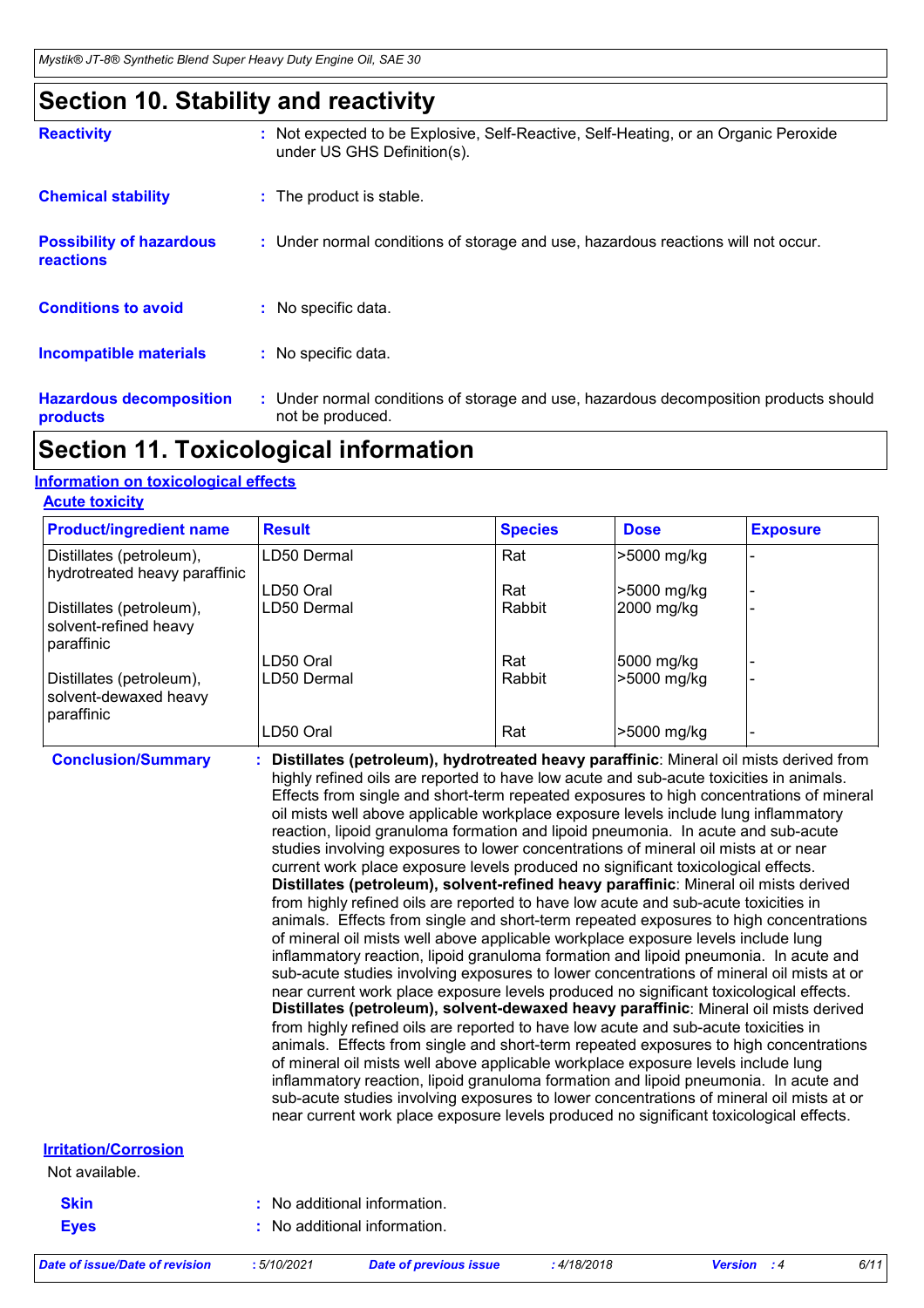## Section 10. Stability and reactivity

**Reactivity** : Not expected to be Explosive, Self-Reactive, Self-Heating, or an Organic Peroxide under US GHS Definition(s).

**Chemical stability** : The product is stable.

**Possibility of hazardous reactions** : Under normal conditions of storage and use, hazardous reactions will not occur.

**Conditions to avoid** : No specific data.

**Incompatible materials** : No specific data.

**Hazardous decomposition products** : Under normal conditions of storage and use, hazardous decomposition products should not be produced.

## Section 11. Toxicological information

### Information on toxicological effects

#### Acute toxicity

| Product/ingredient name | Result | Species | Dose | Exposure |
|---|---|---|---|---|
| Distillates (petroleum), hydrotreated heavy paraffinic | LD50 Dermal | Rat | >5000 mg/kg | - |
| | LD50 Oral | Rat | >5000 mg/kg | - |
| Distillates (petroleum), solvent-refined heavy paraffinic | LD50 Dermal | Rabbit | 2000 mg/kg | - |
| | LD50 Oral | Rat | 5000 mg/kg | - |
| Distillates (petroleum), solvent-dewaxed heavy paraffinic | LD50 Dermal | Rabbit | >5000 mg/kg | - |
| | LD50 Oral | Rat | >5000 mg/kg | - |

**Conclusion/Summary** : **Distillates (petroleum), hydrotreated heavy paraffinic**: Mineral oil mists derived from highly refined oils are reported to have low acute and sub-acute toxicities in animals. Effects from single and short-term repeated exposures to high concentrations of mineral oil mists well above applicable workplace exposure levels include lung inflammatory reaction, lipoid granuloma formation and lipoid pneumonia. In acute and sub-acute studies involving exposures to lower concentrations of mineral oil mists at or near current work place exposure levels produced no significant toxicological effects.
**Distillates (petroleum), solvent-refined heavy paraffinic**: Mineral oil mists derived from highly refined oils are reported to have low acute and sub-acute toxicities in animals. Effects from single and short-term repeated exposures to high concentrations of mineral oil mists well above applicable workplace exposure levels include lung inflammatory reaction, lipoid granuloma formation and lipoid pneumonia. In acute and sub-acute studies involving exposures to lower concentrations of mineral oil mists at or near current work place exposure levels produced no significant toxicological effects.
**Distillates (petroleum), solvent-dewaxed heavy paraffinic**: Mineral oil mists derived from highly refined oils are reported to have low acute and sub-acute toxicities in animals. Effects from single and short-term repeated exposures to high concentrations of mineral oil mists well above applicable workplace exposure levels include lung inflammatory reaction, lipoid granuloma formation and lipoid pneumonia. In acute and sub-acute studies involving exposures to lower concentrations of mineral oil mists at or near current work place exposure levels produced no significant toxicological effects.

#### Irritation/Corrosion

Not available.

**Skin** : No additional information.

**Eyes** : No additional information.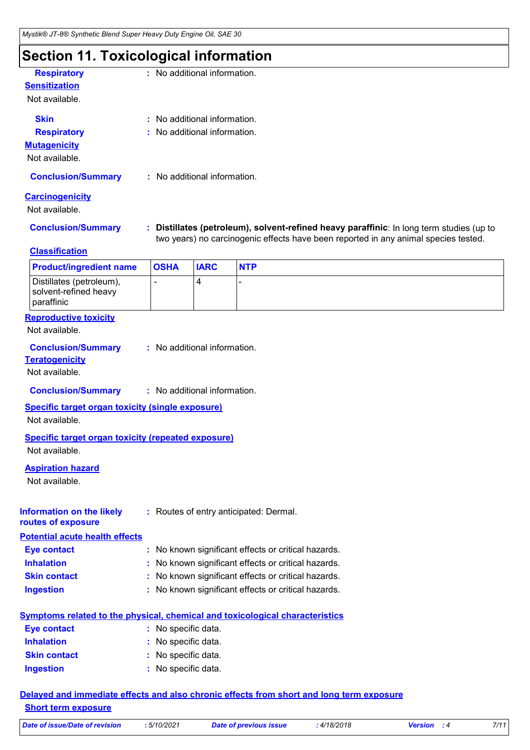# Section 11. Toxicological information

**Respiratory** : No additional information.

**Sensitization**

Not available.

**Skin** : No additional information.

**Respiratory** : No additional information.

**Mutagenicity**

Not available.

**Conclusion/Summary** : No additional information.

**Carcinogenicity**

Not available.

**Conclusion/Summary** : **Distillates (petroleum), solvent-refined heavy paraffinic**: In long term studies (up to two years) no carcinogenic effects have been reported in any animal species tested.

**Classification**

| Product/ingredient name | OSHA | IARC | NTP |
|---|---|---|---|
| Distillates (petroleum), solvent-refined heavy paraffinic | - | 4 | - |

**Reproductive toxicity**

Not available.

**Conclusion/Summary** : No additional information.

**Teratogenicity**

Not available.

**Conclusion/Summary** : No additional information.

**Specific target organ toxicity (single exposure)**

Not available.

**Specific target organ toxicity (repeated exposure)**

Not available.

**Aspiration hazard**

Not available.

**Information on the likely routes of exposure** : Routes of entry anticipated: Dermal.

**Potential acute health effects**

**Eye contact** : No known significant effects or critical hazards.

**Inhalation** : No known significant effects or critical hazards.

**Skin contact** : No known significant effects or critical hazards.

**Ingestion** : No known significant effects or critical hazards.

**Symptoms related to the physical, chemical and toxicological characteristics**

**Eye contact** : No specific data.

**Inhalation** : No specific data.

**Skin contact** : No specific data.

**Ingestion** : No specific data.

**Delayed and immediate effects and also chronic effects from short and long term exposure**

**Short term exposure**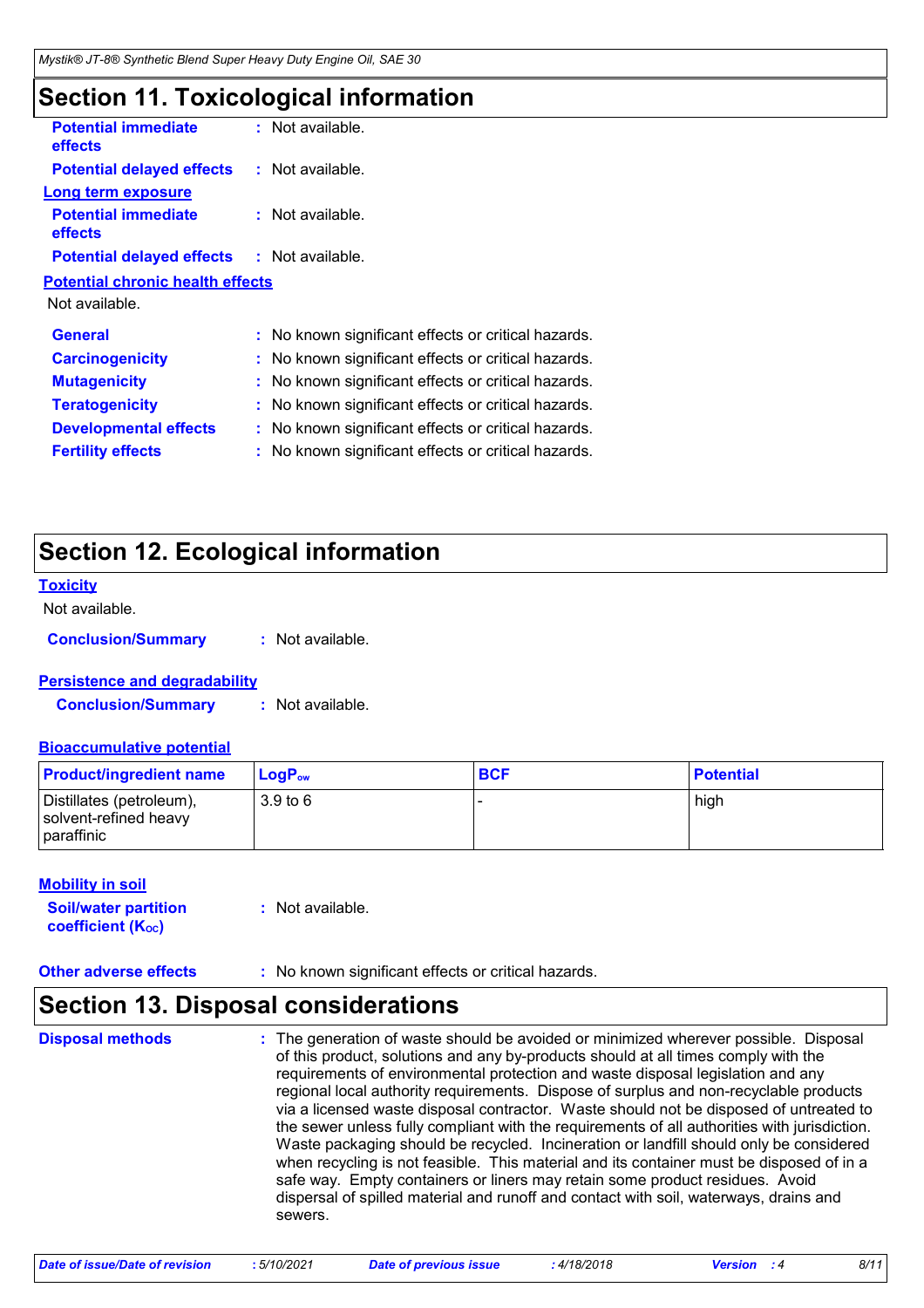## Section 11. Toxicological information

**Potential immediate effects** : Not available.

**Potential delayed effects** : Not available.

**Long term exposure**

**Potential immediate effects** : Not available.

**Potential delayed effects** : Not available.

**Potential chronic health effects**

Not available.

**General** : No known significant effects or critical hazards.

**Carcinogenicity** : No known significant effects or critical hazards.

**Mutagenicity** : No known significant effects or critical hazards.

**Teratogenicity** : No known significant effects or critical hazards.

**Developmental effects** : No known significant effects or critical hazards.

**Fertility effects** : No known significant effects or critical hazards.

## Section 12. Ecological information

**Toxicity**

Not available.

**Conclusion/Summary** : Not available.

**Persistence and degradability**

**Conclusion/Summary** : Not available.

**Bioaccumulative potential**

| Product/ingredient name | $LogP_{ow}$ | BCF | Potential |
|---|---|---|---|
| Distillates (petroleum), solvent-refined heavy paraffinic | 3.9 to 6 | - | high |

**Mobility in soil**

**Soil/water partition coefficient ($K_{OC}$)** : Not available.

**Other adverse effects** : No known significant effects or critical hazards.

## Section 13. Disposal considerations

**Disposal methods** : The generation of waste should be avoided or minimized wherever possible. Disposal of this product, solutions and any by-products should at all times comply with the requirements of environmental protection and waste disposal legislation and any regional local authority requirements. Dispose of surplus and non-recyclable products via a licensed waste disposal contractor. Waste should not be disposed of untreated to the sewer unless fully compliant with the requirements of all authorities with jurisdiction. Waste packaging should be recycled. Incineration or landfill should only be considered when recycling is not feasible. This material and its container must be disposed of in a safe way. Empty containers or liners may retain some product residues. Avoid dispersal of spilled material and runoff and contact with soil, waterways, drains and sewers.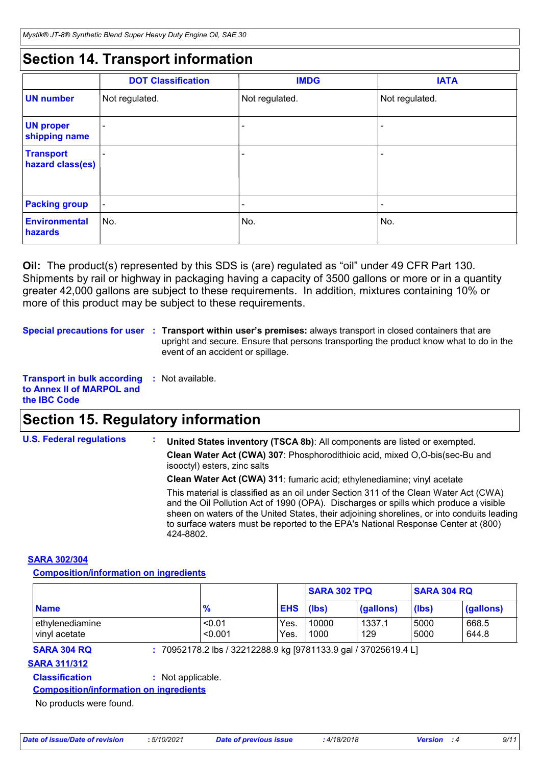## Section 14. Transport information

| | DOT Classification | IMDG | IATA |
|---|---|---|---|
| **UN number** | Not regulated. | Not regulated. | Not regulated. |
| **UN proper shipping name** | - | - | - |
| **Transport hazard class(es)** | - | - | - |
| **Packing group** | - | - | - |
| **Environmental hazards** | No. | No. | No. |

**Oil:** The product(s) represented by this SDS is (are) regulated as “oil” under 49 CFR Part 130. Shipments by rail or highway in packaging having a capacity of 3500 gallons or more or in a quantity greater 42,000 gallons are subject to these requirements. In addition, mixtures containing 10% or more of this product may be subject to these requirements.

**Special precautions for user** : **Transport within user’s premises:** always transport in closed containers that are upright and secure. Ensure that persons transporting the product know what to do in the event of an accident or spillage.

**Transport in bulk according to Annex II of MARPOL and the IBC Code** : Not available.

## Section 15. Regulatory information

**U.S. Federal regulations** :

**United States inventory (TSCA 8b)**: All components are listed or exempted.

**Clean Water Act (CWA) 307**: Phosphorodithioic acid, mixed O,O-bis(sec-Bu and isooctyl) esters, zinc salts

**Clean Water Act (CWA) 311**: fumaric acid; ethylenediamine; vinyl acetate

This material is classified as an oil under Section 311 of the Clean Water Act (CWA) and the Oil Pollution Act of 1990 (OPA). Discharges or spills which produce a visible sheen on waters of the United States, their adjoining shorelines, or into conduits leading to surface waters must be reported to the EPA's National Response Center at (800) 424-8802.

**SARA 302/304**

**Composition/information on ingredients**

| | | | SARA 302 TPQ | | SARA 304 RQ | |
|---|---|---|---|---|---|---|
| **Name** | **%** | **EHS** | **(lbs)** | **(gallons)** | **(lbs)** | **(gallons)** |
| ethylenediamine | <0.01 | Yes. | 10000 | 1337.1 | 5000 | 668.5 |
| vinyl acetate | <0.001 | Yes. | 1000 | 129 | 5000 | 644.8 |

**SARA 304 RQ** : 70952178.2 lbs / 32212288.9 kg [9781133.9 gal / 37025619.4 L]

**SARA 311/312**

**Classification** : Not applicable.

**Composition/information on ingredients**

No products were found.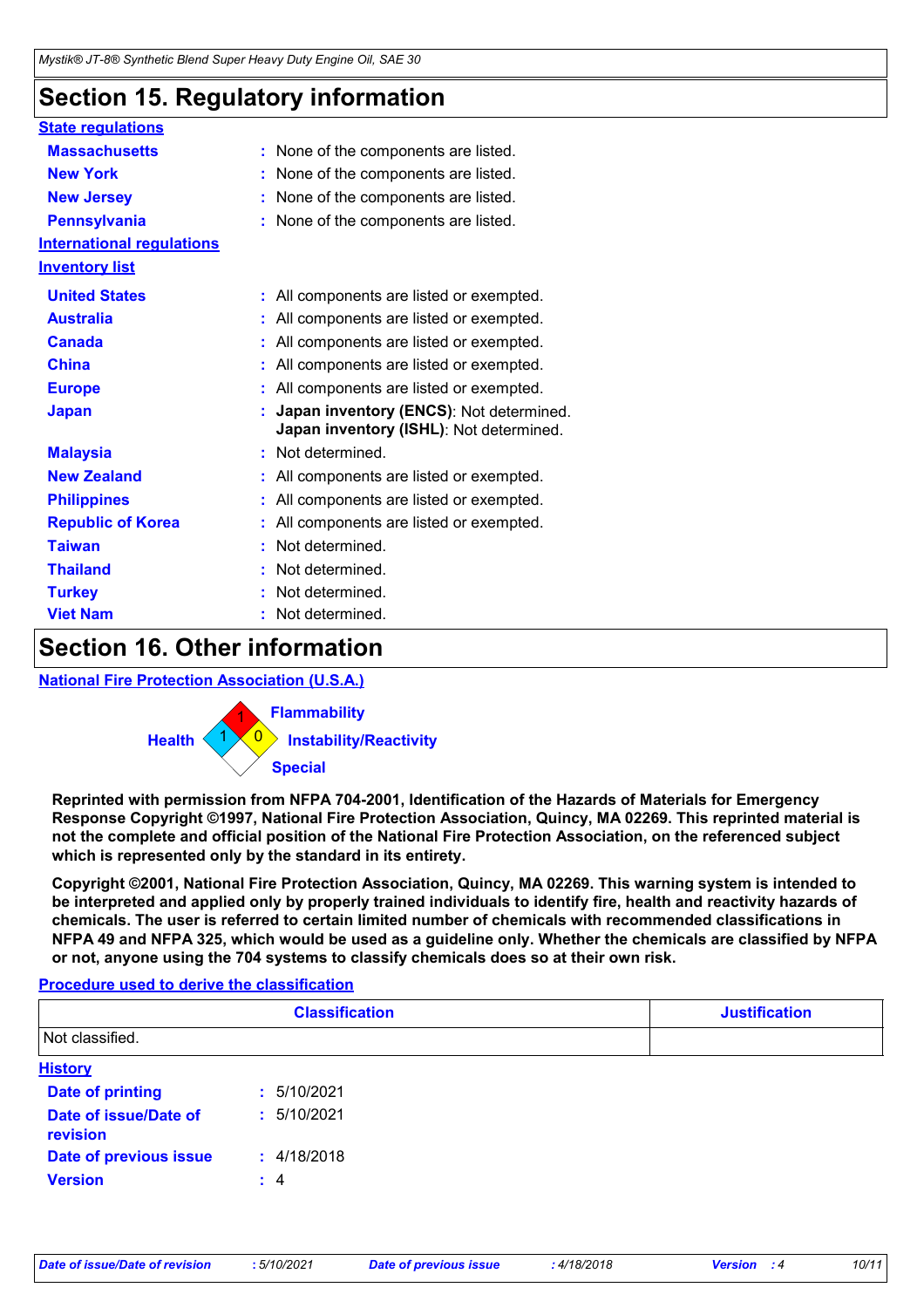## Section 15. Regulatory information

**State regulations**

**Massachusetts** : None of the components are listed.

**New York** : None of the components are listed.

**New Jersey** : None of the components are listed.

**Pennsylvania** : None of the components are listed.

**International regulations**

**Inventory list**

**United States** : All components are listed or exempted.

**Australia** : All components are listed or exempted.

**Canada** : All components are listed or exempted.

**China** : All components are listed or exempted.

**Europe** : All components are listed or exempted.

**Japan** : **Japan inventory (ENCS)**: Not determined.
**Japan inventory (ISHL)**: Not determined.

**Malaysia** : Not determined.

**New Zealand** : All components are listed or exempted.

**Philippines** : All components are listed or exempted.

**Republic of Korea** : All components are listed or exempted.

**Taiwan** : Not determined.

**Thailand** : Not determined.

**Turkey** : Not determined.

**Viet Nam** : Not determined.

## Section 16. Other information

**National Fire Protection Association (U.S.A.)**

Health: 1
Flammability: 1
Instability/Reactivity: 0
Special:

**Reprinted with permission from NFPA 704-2001, Identification of the Hazards of Materials for Emergency Response Copyright ©1997, National Fire Protection Association, Quincy, MA 02269. This reprinted material is not the complete and official position of the National Fire Protection Association, on the referenced subject which is represented only by the standard in its entirety.**

**Copyright ©2001, National Fire Protection Association, Quincy, MA 02269. This warning system is intended to be interpreted and applied only by properly trained individuals to identify fire, health and reactivity hazards of chemicals. The user is referred to certain limited number of chemicals with recommended classifications in NFPA 49 and NFPA 325, which would be used as a guideline only. Whether the chemicals are classified by NFPA or not, anyone using the 704 systems to classify chemicals does so at their own risk.**

**Procedure used to derive the classification**

| Classification | Justification |
| --- | --- |
| Not classified. | |

**History**

**Date of printing** : 5/10/2021

**Date of issue/Date of revision** : 5/10/2021

**Date of previous issue** : 4/18/2018

**Version** : 4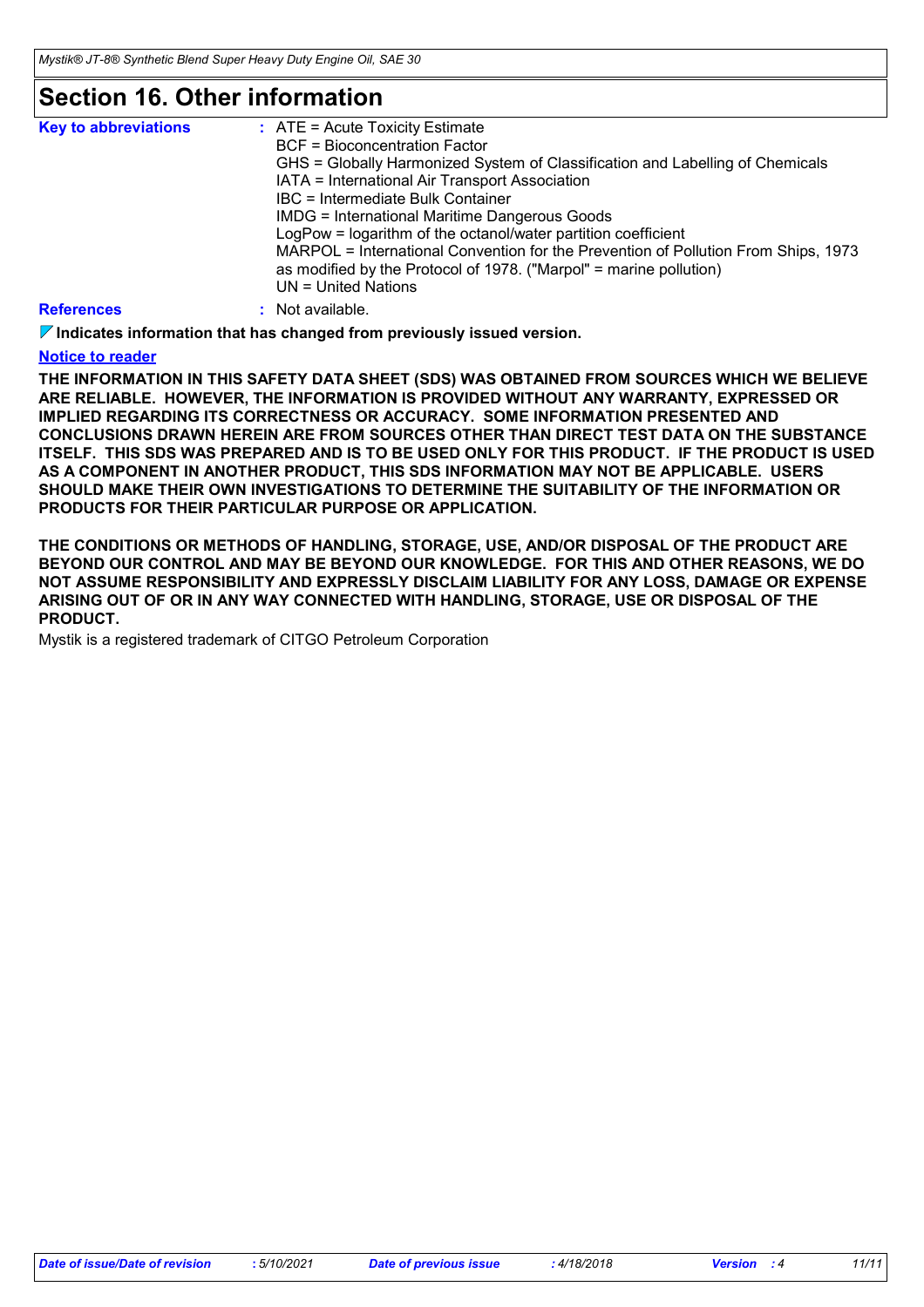## Section 16. Other information

**Key to abbreviations** : ATE = Acute Toxicity Estimate
BCF = Bioconcentration Factor
GHS = Globally Harmonized System of Classification and Labelling of Chemicals
IATA = International Air Transport Association
IBC = Intermediate Bulk Container
IMDG = International Maritime Dangerous Goods
LogPow = logarithm of the octanol/water partition coefficient
MARPOL = International Convention for the Prevention of Pollution From Ships, 1973 as modified by the Protocol of 1978. ("Marpol" = marine pollution)
UN = United Nations

**References** : Not available.

**Indicates information that has changed from previously issued version.**

**Notice to reader**

**THE INFORMATION IN THIS SAFETY DATA SHEET (SDS) WAS OBTAINED FROM SOURCES WHICH WE BELIEVE ARE RELIABLE. HOWEVER, THE INFORMATION IS PROVIDED WITHOUT ANY WARRANTY, EXPRESSED OR IMPLIED REGARDING ITS CORRECTNESS OR ACCURACY. SOME INFORMATION PRESENTED AND CONCLUSIONS DRAWN HEREIN ARE FROM SOURCES OTHER THAN DIRECT TEST DATA ON THE SUBSTANCE ITSELF. THIS SDS WAS PREPARED AND IS TO BE USED ONLY FOR THIS PRODUCT. IF THE PRODUCT IS USED AS A COMPONENT IN ANOTHER PRODUCT, THIS SDS INFORMATION MAY NOT BE APPLICABLE. USERS SHOULD MAKE THEIR OWN INVESTIGATIONS TO DETERMINE THE SUITABILITY OF THE INFORMATION OR PRODUCTS FOR THEIR PARTICULAR PURPOSE OR APPLICATION.**

**THE CONDITIONS OR METHODS OF HANDLING, STORAGE, USE, AND/OR DISPOSAL OF THE PRODUCT ARE BEYOND OUR CONTROL AND MAY BE BEYOND OUR KNOWLEDGE. FOR THIS AND OTHER REASONS, WE DO NOT ASSUME RESPONSIBILITY AND EXPRESSLY DISCLAIM LIABILITY FOR ANY LOSS, DAMAGE OR EXPENSE ARISING OUT OF OR IN ANY WAY CONNECTED WITH HANDLING, STORAGE, USE OR DISPOSAL OF THE PRODUCT.**

Mystik is a registered trademark of CITGO Petroleum Corporation